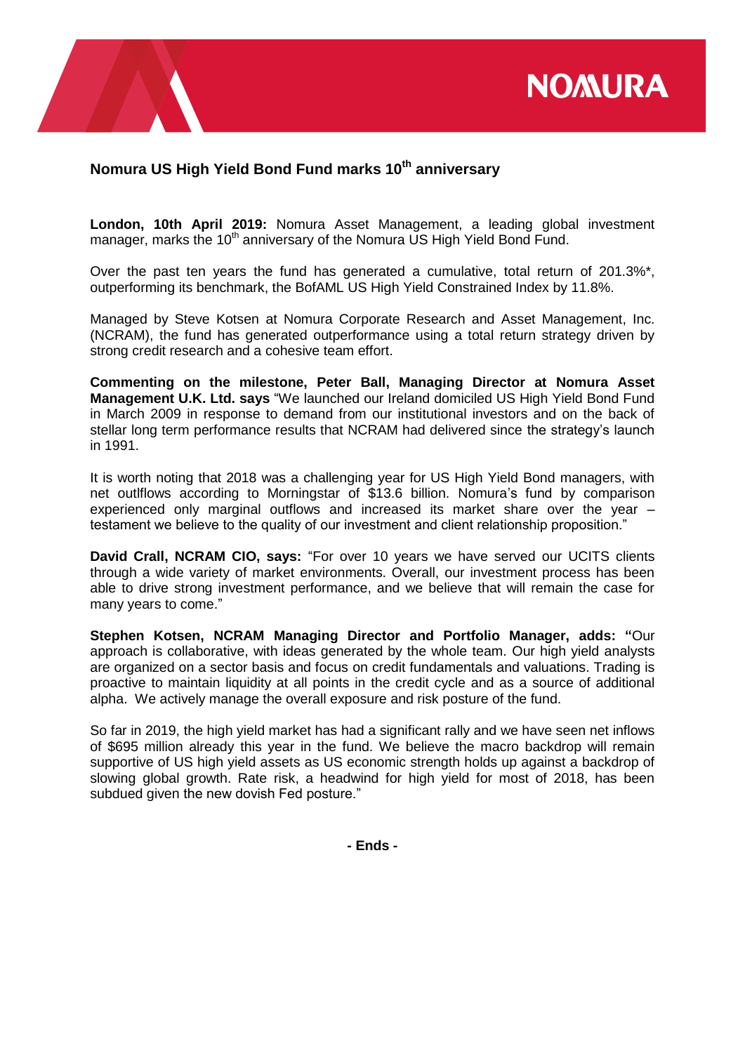# Nomura US High Yield Bond Fund marks 10th anniversary

**London, 10th April 2019:** Nomura Asset Management, a leading global investment manager, marks the 10th anniversary of the Nomura US High Yield Bond Fund.

Over the past ten years the fund has generated a cumulative, total return of 201.3%*, outperforming its benchmark, the BofAML US High Yield Constrained Index by 11.8%.

Managed by Steve Kotsen at Nomura Corporate Research and Asset Management, Inc. (NCRAM), the fund has generated outperformance using a total return strategy driven by strong credit research and a cohesive team effort.

**Commenting on the milestone, Peter Ball, Managing Director at Nomura Asset Management U.K. Ltd. says** "We launched our Ireland domiciled US High Yield Bond Fund in March 2009 in response to demand from our institutional investors and on the back of stellar long term performance results that NCRAM had delivered since the strategy's launch in 1991.

It is worth noting that 2018 was a challenging year for US High Yield Bond managers, with net outlflows according to Morningstar of $13.6 billion. Nomura's fund by comparison experienced only marginal outflows and increased its market share over the year – testament we believe to the quality of our investment and client relationship proposition."

**David Crall, NCRAM CIO, says:** "For over 10 years we have served our UCITS clients through a wide variety of market environments. Overall, our investment process has been able to drive strong investment performance, and we believe that will remain the case for many years to come."

**Stephen Kotsen, NCRAM Managing Director and Portfolio Manager, adds: "**Our approach is collaborative, with ideas generated by the whole team. Our high yield analysts are organized on a sector basis and focus on credit fundamentals and valuations. Trading is proactive to maintain liquidity at all points in the credit cycle and as a source of additional alpha. We actively manage the overall exposure and risk posture of the fund.

So far in 2019, the high yield market has had a significant rally and we have seen net inflows of $695 million already this year in the fund. We believe the macro backdrop will remain supportive of US high yield assets as US economic strength holds up against a backdrop of slowing global growth. Rate risk, a headwind for high yield for most of 2018, has been subdued given the new dovish Fed posture."

**- Ends -**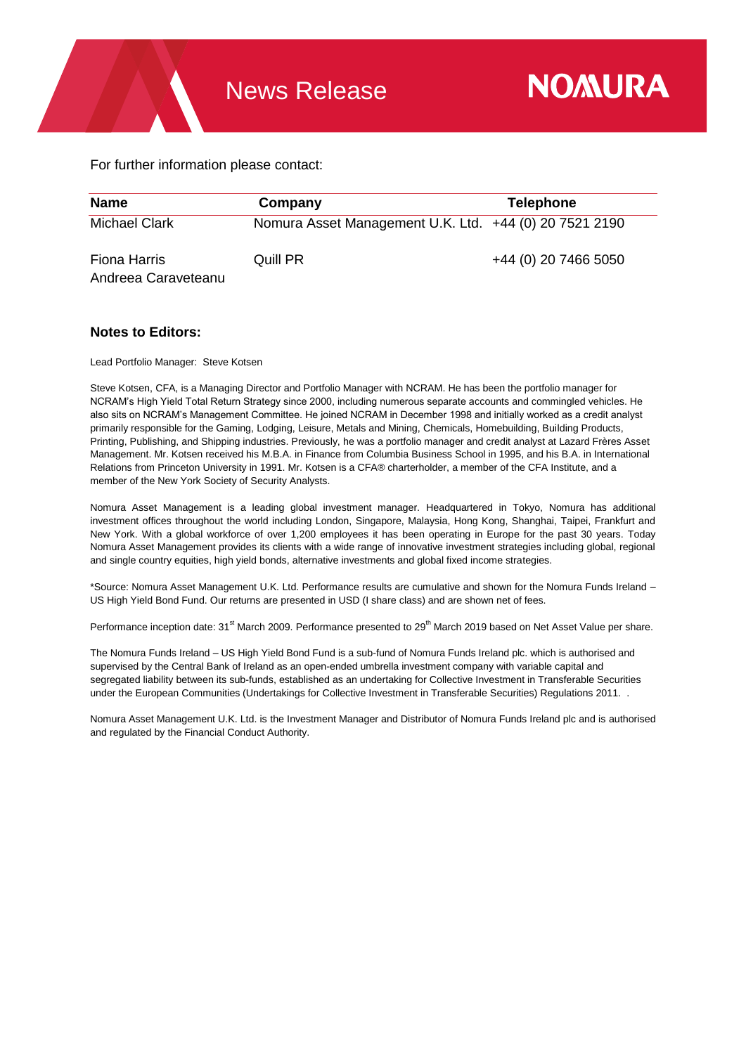For further information please contact:

| Name | Company | Telephone |
| --- | --- | --- |
| Michael Clark | Nomura Asset Management U.K. Ltd. | +44 (0) 20 7521 2190 |
| Fiona Harris<br>Andreea Caraveteanu | Quill PR | +44 (0) 20 7466 5050 |

**Notes to Editors:**

Lead Portfolio Manager: Steve Kotsen

Steve Kotsen, CFA, is a Managing Director and Portfolio Manager with NCRAM. He has been the portfolio manager for NCRAM's High Yield Total Return Strategy since 2000, including numerous separate accounts and commingled vehicles. He also sits on NCRAM's Management Committee. He joined NCRAM in December 1998 and initially worked as a credit analyst primarily responsible for the Gaming, Lodging, Leisure, Metals and Mining, Chemicals, Homebuilding, Building Products, Printing, Publishing, and Shipping industries. Previously, he was a portfolio manager and credit analyst at Lazard Frères Asset Management. Mr. Kotsen received his M.B.A. in Finance from Columbia Business School in 1995, and his B.A. in International Relations from Princeton University in 1991. Mr. Kotsen is a CFA® charterholder, a member of the CFA Institute, and a member of the New York Society of Security Analysts.

Nomura Asset Management is a leading global investment manager. Headquartered in Tokyo, Nomura has additional investment offices throughout the world including London, Singapore, Malaysia, Hong Kong, Shanghai, Taipei, Frankfurt and New York. With a global workforce of over 1,200 employees it has been operating in Europe for the past 30 years. Today Nomura Asset Management provides its clients with a wide range of innovative investment strategies including global, regional and single country equities, high yield bonds, alternative investments and global fixed income strategies.

*Source: Nomura Asset Management U.K. Ltd. Performance results are cumulative and shown for the Nomura Funds Ireland – US High Yield Bond Fund. Our returns are presented in USD (I share class) and are shown net of fees.

Performance inception date: 31st March 2009. Performance presented to 29th March 2019 based on Net Asset Value per share.

The Nomura Funds Ireland – US High Yield Bond Fund is a sub-fund of Nomura Funds Ireland plc. which is authorised and supervised by the Central Bank of Ireland as an open-ended umbrella investment company with variable capital and segregated liability between its sub-funds, established as an undertaking for Collective Investment in Transferable Securities under the European Communities (Undertakings for Collective Investment in Transferable Securities) Regulations 2011. .

Nomura Asset Management U.K. Ltd. is the Investment Manager and Distributor of Nomura Funds Ireland plc and is authorised and regulated by the Financial Conduct Authority.